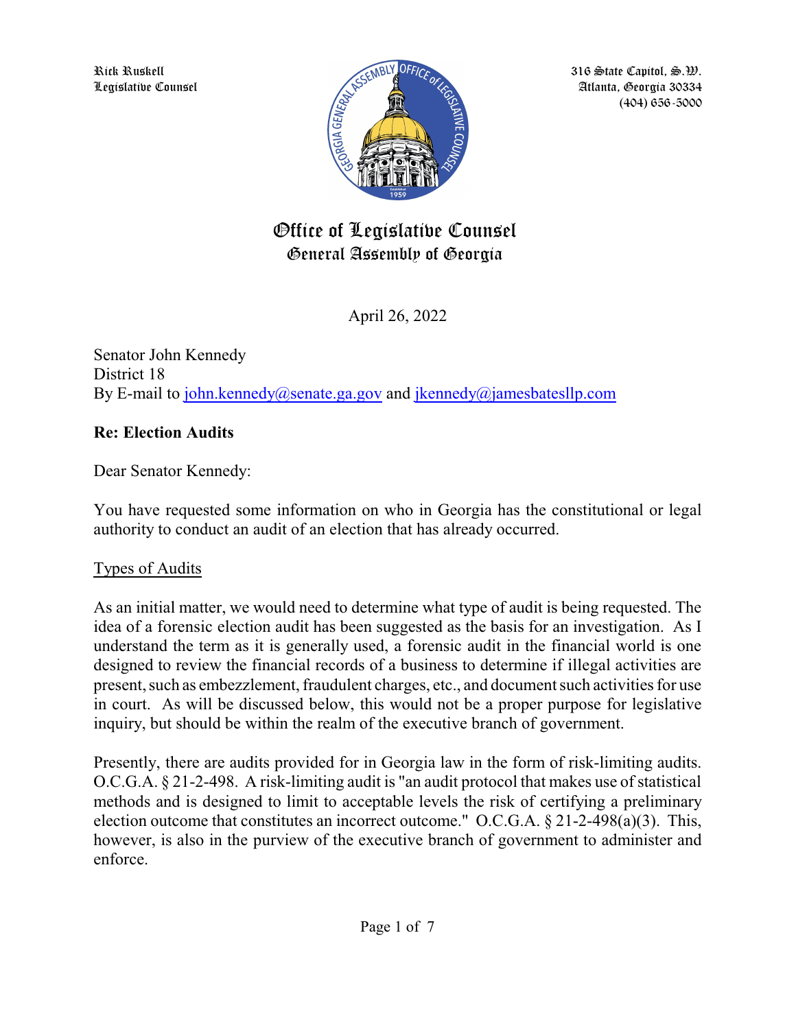Rick Ruskell
Legislative Counsel

316 State Capitol, S.W.
Atlanta, Georgia 30334
(404) 656-5000

# Office of Legislative Counsel
## General Assembly of Georgia

April 26, 2022

Senator John Kennedy
District 18
By E-mail to john.kennedy@senate.ga.gov and jkennedy@jamesbatesllp.com

**Re: Election Audits**

Dear Senator Kennedy:

You have requested some information on who in Georgia has the constitutional or legal authority to conduct an audit of an election that has already occurred.

Types of Audits

As an initial matter, we would need to determine what type of audit is being requested. The idea of a forensic election audit has been suggested as the basis for an investigation. As I understand the term as it is generally used, a forensic audit in the financial world is one designed to review the financial records of a business to determine if illegal activities are present, such as embezzlement, fraudulent charges, etc., and document such activities for use in court. As will be discussed below, this would not be a proper purpose for legislative inquiry, but should be within the realm of the executive branch of government.

Presently, there are audits provided for in Georgia law in the form of risk-limiting audits. O.C.G.A. § 21-2-498. A risk-limiting audit is "an audit protocol that makes use of statistical methods and is designed to limit to acceptable levels the risk of certifying a preliminary election outcome that constitutes an incorrect outcome." O.C.G.A. § 21-2-498(a)(3). This, however, is also in the purview of the executive branch of government to administer and enforce.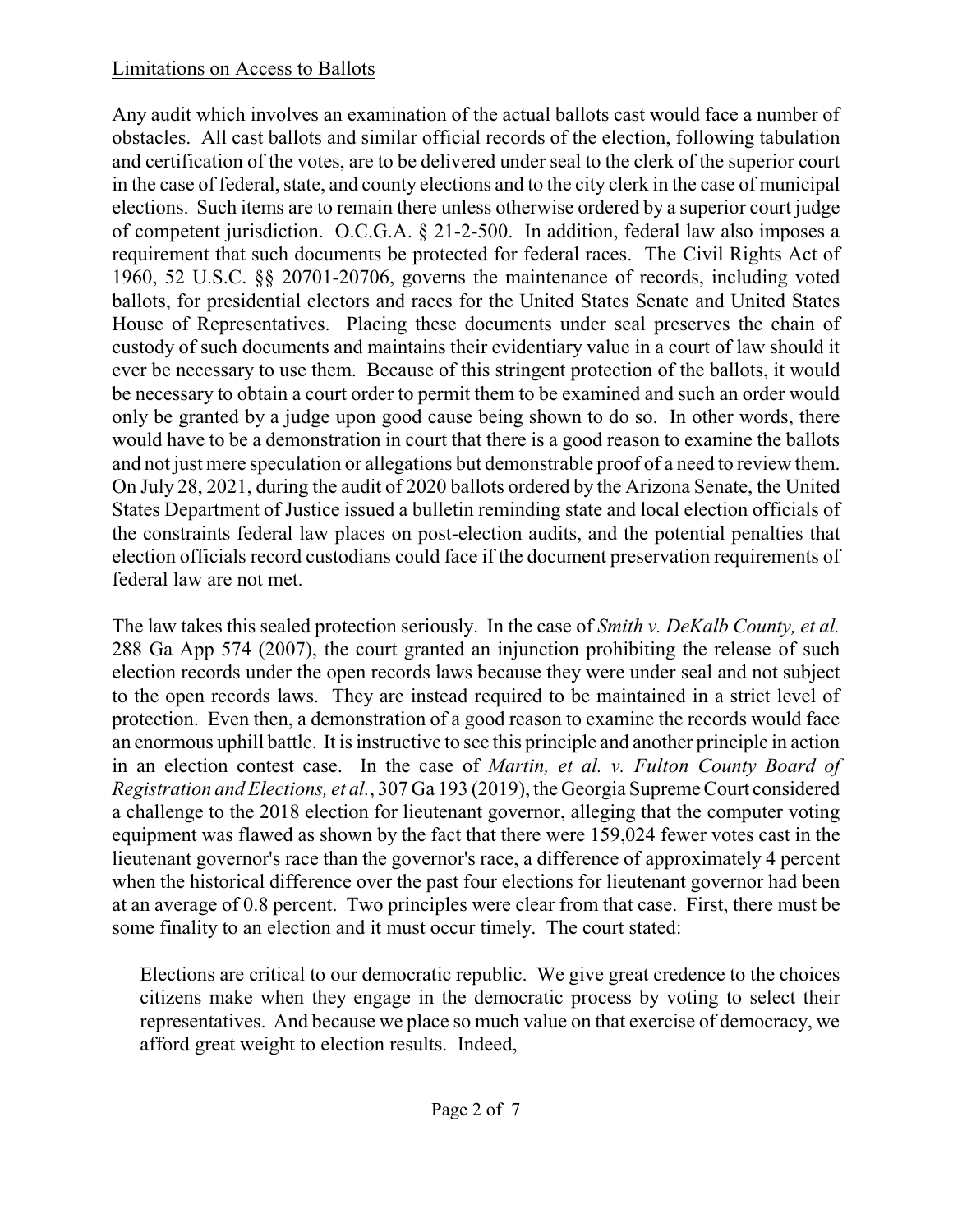Limitations on Access to Ballots

Any audit which involves an examination of the actual ballots cast would face a number of obstacles. All cast ballots and similar official records of the election, following tabulation and certification of the votes, are to be delivered under seal to the clerk of the superior court in the case of federal, state, and county elections and to the city clerk in the case of municipal elections. Such items are to remain there unless otherwise ordered by a superior court judge of competent jurisdiction. O.C.G.A. § 21-2-500. In addition, federal law also imposes a requirement that such documents be protected for federal races. The Civil Rights Act of 1960, 52 U.S.C. §§ 20701-20706, governs the maintenance of records, including voted ballots, for presidential electors and races for the United States Senate and United States House of Representatives. Placing these documents under seal preserves the chain of custody of such documents and maintains their evidentiary value in a court of law should it ever be necessary to use them. Because of this stringent protection of the ballots, it would be necessary to obtain a court order to permit them to be examined and such an order would only be granted by a judge upon good cause being shown to do so. In other words, there would have to be a demonstration in court that there is a good reason to examine the ballots and not just mere speculation or allegations but demonstrable proof of a need to review them. On July 28, 2021, during the audit of 2020 ballots ordered by the Arizona Senate, the United States Department of Justice issued a bulletin reminding state and local election officials of the constraints federal law places on post-election audits, and the potential penalties that election officials record custodians could face if the document preservation requirements of federal law are not met.

The law takes this sealed protection seriously. In the case of *Smith v. DeKalb County, et al.* 288 Ga App 574 (2007), the court granted an injunction prohibiting the release of such election records under the open records laws because they were under seal and not subject to the open records laws. They are instead required to be maintained in a strict level of protection. Even then, a demonstration of a good reason to examine the records would face an enormous uphill battle. It is instructive to see this principle and another principle in action in an election contest case. In the case of *Martin, et al. v. Fulton County Board of Registration and Elections, et al.*, 307 Ga 193 (2019), the Georgia Supreme Court considered a challenge to the 2018 election for lieutenant governor, alleging that the computer voting equipment was flawed as shown by the fact that there were 159,024 fewer votes cast in the lieutenant governor's race than the governor's race, a difference of approximately 4 percent when the historical difference over the past four elections for lieutenant governor had been at an average of 0.8 percent. Two principles were clear from that case. First, there must be some finality to an election and it must occur timely. The court stated:

> Elections are critical to our democratic republic. We give great credence to the choices citizens make when they engage in the democratic process by voting to select their representatives. And because we place so much value on that exercise of democracy, we afford great weight to election results. Indeed,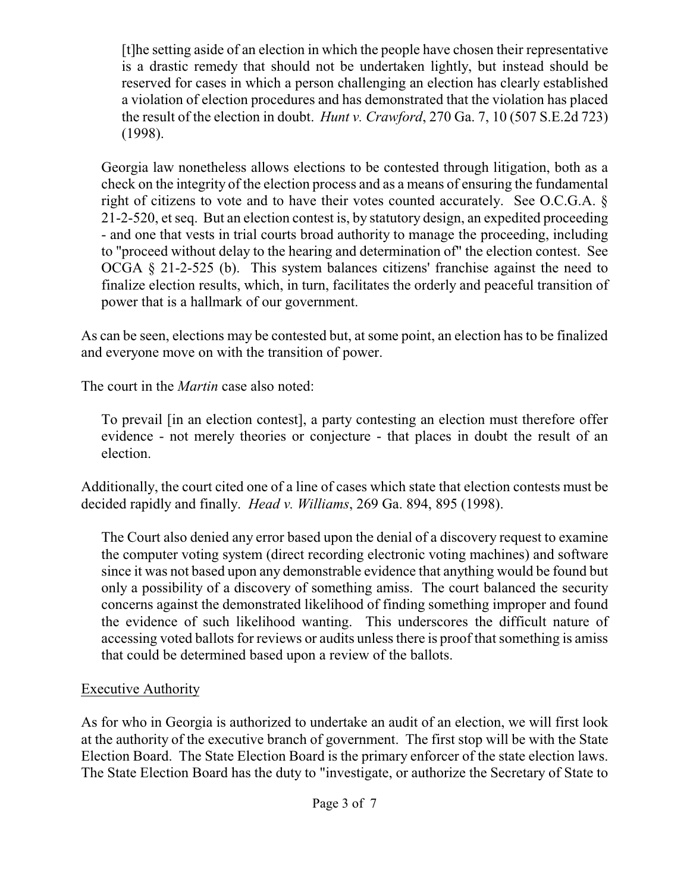> [t]he setting aside of an election in which the people have chosen their representative is a drastic remedy that should not be undertaken lightly, but instead should be reserved for cases in which a person challenging an election has clearly established a violation of election procedures and has demonstrated that the violation has placed the result of the election in doubt. *Hunt v. Crawford*, 270 Ga. 7, 10 (507 S.E.2d 723) (1998).
>
> Georgia law nonetheless allows elections to be contested through litigation, both as a check on the integrity of the election process and as a means of ensuring the fundamental right of citizens to vote and to have their votes counted accurately. See O.C.G.A. § 21-2-520, et seq. But an election contest is, by statutory design, an expedited proceeding - and one that vests in trial courts broad authority to manage the proceeding, including to "proceed without delay to the hearing and determination of" the election contest. See OCGA § 21-2-525 (b). This system balances citizens' franchise against the need to finalize election results, which, in turn, facilitates the orderly and peaceful transition of power that is a hallmark of our government.

As can be seen, elections may be contested but, at some point, an election has to be finalized and everyone move on with the transition of power.

The court in the *Martin* case also noted:

> To prevail [in an election contest], a party contesting an election must therefore offer evidence - not merely theories or conjecture - that places in doubt the result of an election.

Additionally, the court cited one of a line of cases which state that election contests must be decided rapidly and finally. *Head v. Williams*, 269 Ga. 894, 895 (1998).

> The Court also denied any error based upon the denial of a discovery request to examine the computer voting system (direct recording electronic voting machines) and software since it was not based upon any demonstrable evidence that anything would be found but only a possibility of a discovery of something amiss. The court balanced the security concerns against the demonstrated likelihood of finding something improper and found the evidence of such likelihood wanting. This underscores the difficult nature of accessing voted ballots for reviews or audits unless there is proof that something is amiss that could be determined based upon a review of the ballots.

<u>Executive Authority</u>

As for who in Georgia is authorized to undertake an audit of an election, we will first look at the authority of the executive branch of government. The first stop will be with the State Election Board. The State Election Board is the primary enforcer of the state election laws. The State Election Board has the duty to "investigate, or authorize the Secretary of State to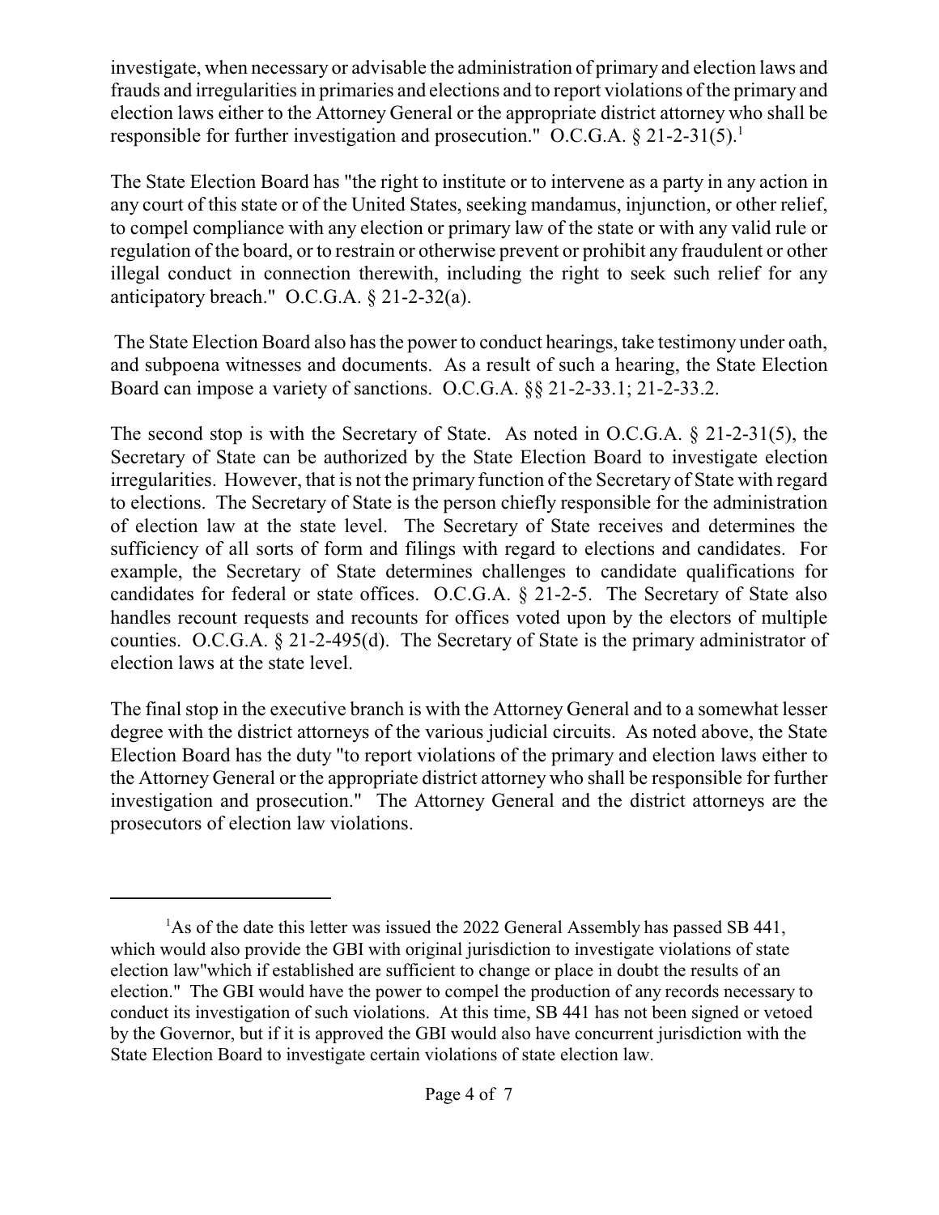investigate, when necessary or advisable the administration of primary and election laws and frauds and irregularities in primaries and elections and to report violations of the primary and election laws either to the Attorney General or the appropriate district attorney who shall be responsible for further investigation and prosecution." O.C.G.A. § 21-2-31(5).[1]

The State Election Board has "the right to institute or to intervene as a party in any action in any court of this state or of the United States, seeking mandamus, injunction, or other relief, to compel compliance with any election or primary law of the state or with any valid rule or regulation of the board, or to restrain or otherwise prevent or prohibit any fraudulent or other illegal conduct in connection therewith, including the right to seek such relief for any anticipatory breach." O.C.G.A. § 21-2-32(a).

The State Election Board also has the power to conduct hearings, take testimony under oath, and subpoena witnesses and documents. As a result of such a hearing, the State Election Board can impose a variety of sanctions. O.C.G.A. §§ 21-2-33.1; 21-2-33.2.

The second stop is with the Secretary of State. As noted in O.C.G.A. § 21-2-31(5), the Secretary of State can be authorized by the State Election Board to investigate election irregularities. However, that is not the primary function of the Secretary of State with regard to elections. The Secretary of State is the person chiefly responsible for the administration of election law at the state level. The Secretary of State receives and determines the sufficiency of all sorts of form and filings with regard to elections and candidates. For example, the Secretary of State determines challenges to candidate qualifications for candidates for federal or state offices. O.C.G.A. § 21-2-5. The Secretary of State also handles recount requests and recounts for offices voted upon by the electors of multiple counties. O.C.G.A. § 21-2-495(d). The Secretary of State is the primary administrator of election laws at the state level.

The final stop in the executive branch is with the Attorney General and to a somewhat lesser degree with the district attorneys of the various judicial circuits. As noted above, the State Election Board has the duty "to report violations of the primary and election laws either to the Attorney General or the appropriate district attorney who shall be responsible for further investigation and prosecution." The Attorney General and the district attorneys are the prosecutors of election law violations.

---

[1] As of the date this letter was issued the 2022 General Assembly has passed SB 441, which would also provide the GBI with original jurisdiction to investigate violations of state election law"which if established are sufficient to change or place in doubt the results of an election." The GBI would have the power to compel the production of any records necessary to conduct its investigation of such violations. At this time, SB 441 has not been signed or vetoed by the Governor, but if it is approved the GBI would also have concurrent jurisdiction with the State Election Board to investigate certain violations of state election law.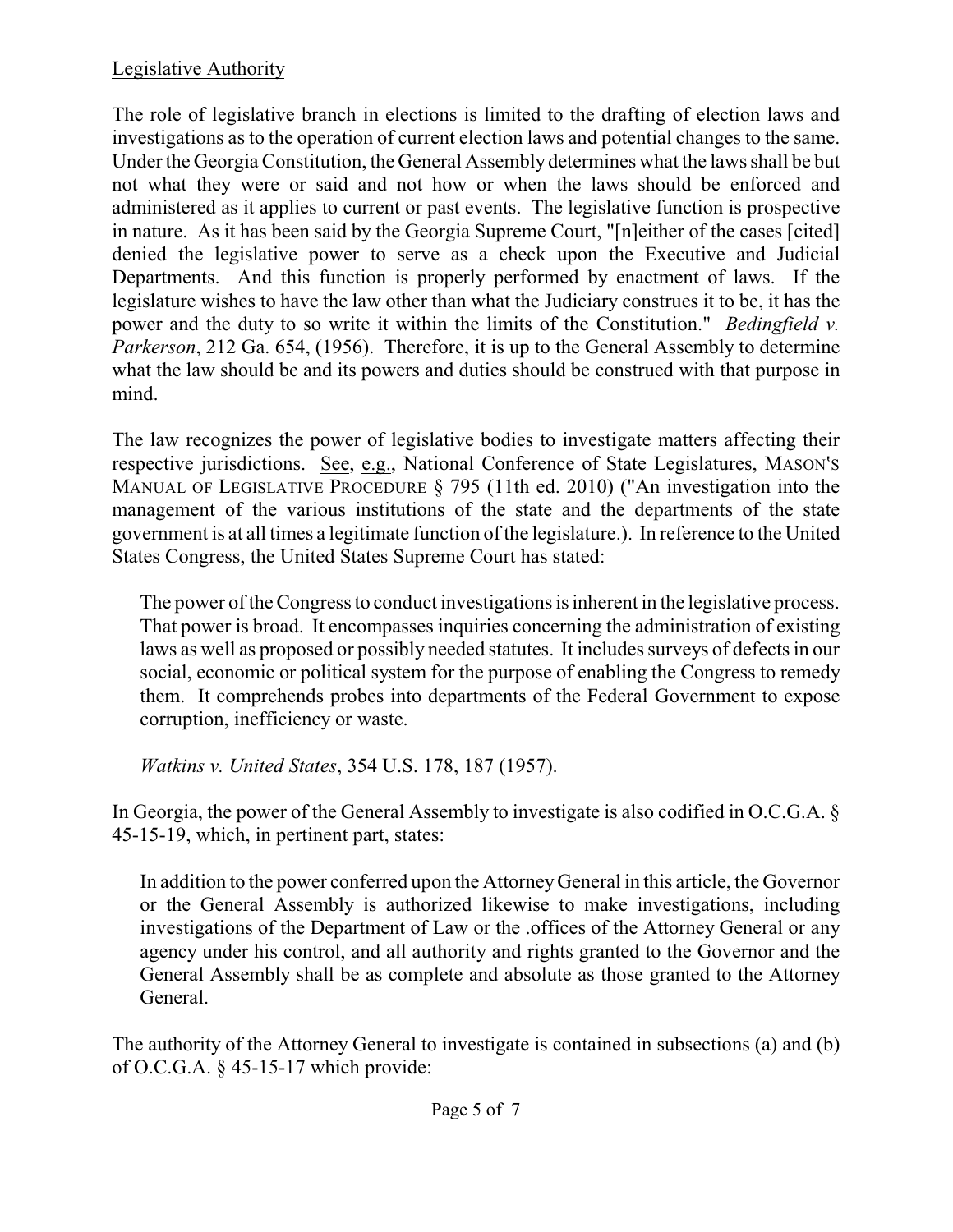<u>Legislative Authority</u>

The role of legislative branch in elections is limited to the drafting of election laws and investigations as to the operation of current election laws and potential changes to the same. Under the Georgia Constitution, the General Assembly determines what the laws shall be but not what they were or said and not how or when the laws should be enforced and administered as it applies to current or past events. The legislative function is prospective in nature. As it has been said by the Georgia Supreme Court, "[n]either of the cases [cited] denied the legislative power to serve as a check upon the Executive and Judicial Departments. And this function is properly performed by enactment of laws. If the legislature wishes to have the law other than what the Judiciary construes it to be, it has the power and the duty to so write it within the limits of the Constitution." *Bedingfield v. Parkerson*, 212 Ga. 654, (1956). Therefore, it is up to the General Assembly to determine what the law should be and its powers and duties should be construed with that purpose in mind.

The law recognizes the power of legislative bodies to investigate matters affecting their respective jurisdictions. <u>See</u>, <u>e.g.</u>, National Conference of State Legislatures, MASON'S MANUAL OF LEGISLATIVE PROCEDURE § 795 (11th ed. 2010) ("An investigation into the management of the various institutions of the state and the departments of the state government is at all times a legitimate function of the legislature.). In reference to the United States Congress, the United States Supreme Court has stated:

> The power of the Congress to conduct investigations is inherent in the legislative process. That power is broad. It encompasses inquiries concerning the administration of existing laws as well as proposed or possibly needed statutes. It includes surveys of defects in our social, economic or political system for the purpose of enabling the Congress to remedy them. It comprehends probes into departments of the Federal Government to expose corruption, inefficiency or waste.
>
> *Watkins v. United States*, 354 U.S. 178, 187 (1957).

In Georgia, the power of the General Assembly to investigate is also codified in O.C.G.A. § 45-15-19, which, in pertinent part, states:

> In addition to the power conferred upon the Attorney General in this article, the Governor or the General Assembly is authorized likewise to make investigations, including investigations of the Department of Law or the .offices of the Attorney General or any agency under his control, and all authority and rights granted to the Governor and the General Assembly shall be as complete and absolute as those granted to the Attorney General.

The authority of the Attorney General to investigate is contained in subsections (a) and (b) of O.C.G.A. § 45-15-17 which provide: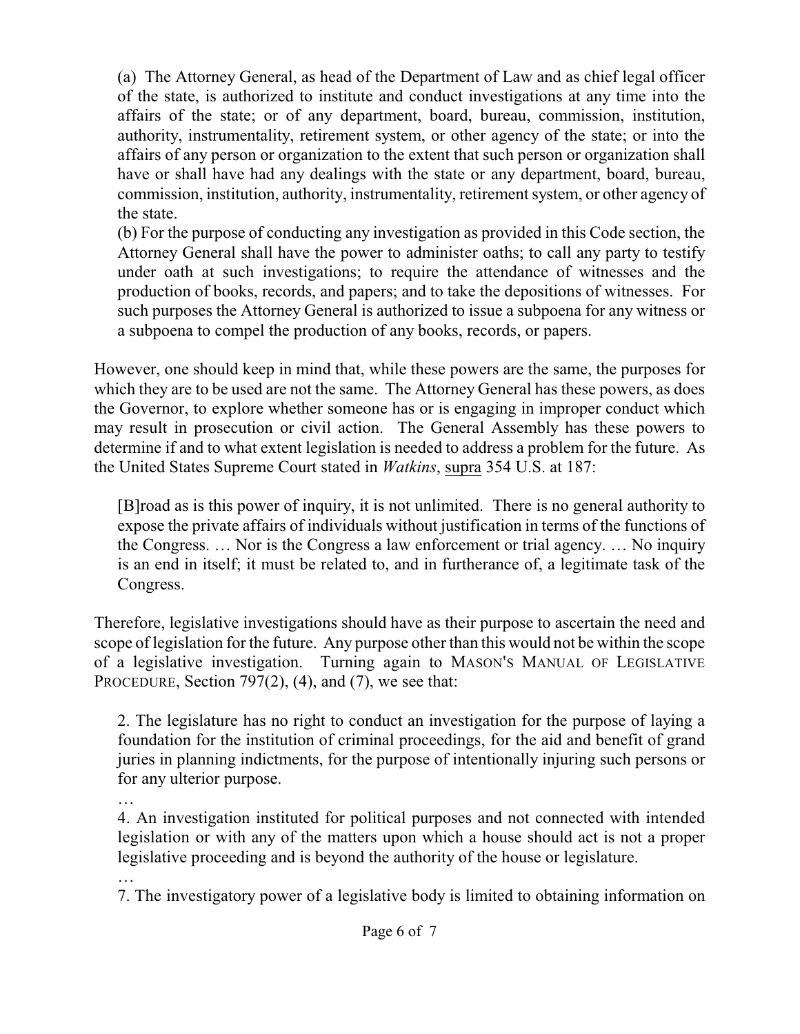> (a) The Attorney General, as head of the Department of Law and as chief legal officer of the state, is authorized to institute and conduct investigations at any time into the affairs of the state; or of any department, board, bureau, commission, institution, authority, instrumentality, retirement system, or other agency of the state; or into the affairs of any person or organization to the extent that such person or organization shall have or shall have had any dealings with the state or any department, board, bureau, commission, institution, authority, instrumentality, retirement system, or other agency of the state.
>
> (b) For the purpose of conducting any investigation as provided in this Code section, the Attorney General shall have the power to administer oaths; to call any party to testify under oath at such investigations; to require the attendance of witnesses and the production of books, records, and papers; and to take the depositions of witnesses. For such purposes the Attorney General is authorized to issue a subpoena for any witness or a subpoena to compel the production of any books, records, or papers.

However, one should keep in mind that, while these powers are the same, the purposes for which they are to be used are not the same. The Attorney General has these powers, as does the Governor, to explore whether someone has or is engaging in improper conduct which may result in prosecution or civil action. The General Assembly has these powers to determine if and to what extent legislation is needed to address a problem for the future. As the United States Supreme Court stated in *Watkins*, supra 354 U.S. at 187:

> [B]road as is this power of inquiry, it is not unlimited. There is no general authority to expose the private affairs of individuals without justification in terms of the functions of the Congress. … Nor is the Congress a law enforcement or trial agency. … No inquiry is an end in itself; it must be related to, and in furtherance of, a legitimate task of the Congress.

Therefore, legislative investigations should have as their purpose to ascertain the need and scope of legislation for the future. Any purpose other than this would not be within the scope of a legislative investigation. Turning again to MASON'S MANUAL OF LEGISLATIVE PROCEDURE, Section 797(2), (4), and (7), we see that:

> 2. The legislature has no right to conduct an investigation for the purpose of laying a foundation for the institution of criminal proceedings, for the aid and benefit of grand juries in planning indictments, for the purpose of intentionally injuring such persons or for any ulterior purpose.
>
> …
>
> 4. An investigation instituted for political purposes and not connected with intended legislation or with any of the matters upon which a house should act is not a proper legislative proceeding and is beyond the authority of the house or legislature.
>
> …
>
> 7. The investigatory power of a legislative body is limited to obtaining information on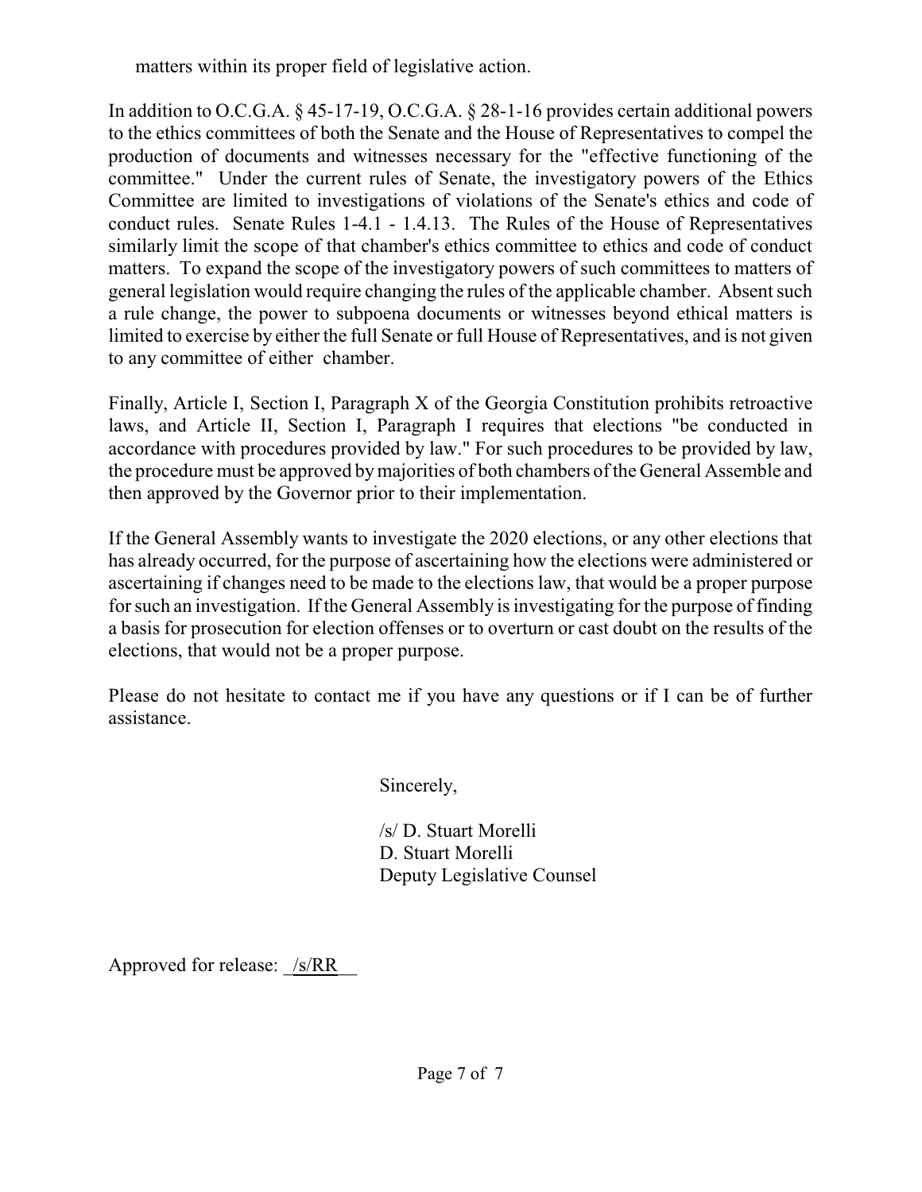matters within its proper field of legislative action.

In addition to O.C.G.A. § 45-17-19, O.C.G.A. § 28-1-16 provides certain additional powers to the ethics committees of both the Senate and the House of Representatives to compel the production of documents and witnesses necessary for the "effective functioning of the committee." Under the current rules of Senate, the investigatory powers of the Ethics Committee are limited to investigations of violations of the Senate's ethics and code of conduct rules. Senate Rules 1-4.1 - 1.4.13. The Rules of the House of Representatives similarly limit the scope of that chamber's ethics committee to ethics and code of conduct matters. To expand the scope of the investigatory powers of such committees to matters of general legislation would require changing the rules of the applicable chamber. Absent such a rule change, the power to subpoena documents or witnesses beyond ethical matters is limited to exercise by either the full Senate or full House of Representatives, and is not given to any committee of either chamber.

Finally, Article I, Section I, Paragraph X of the Georgia Constitution prohibits retroactive laws, and Article II, Section I, Paragraph I requires that elections "be conducted in accordance with procedures provided by law." For such procedures to be provided by law, the procedure must be approved by majorities of both chambers of the General Assemble and then approved by the Governor prior to their implementation.

If the General Assembly wants to investigate the 2020 elections, or any other elections that has already occurred, for the purpose of ascertaining how the elections were administered or ascertaining if changes need to be made to the elections law, that would be a proper purpose for such an investigation. If the General Assembly is investigating for the purpose of finding a basis for prosecution for election offenses or to overturn or cast doubt on the results of the elections, that would not be a proper purpose.

Please do not hesitate to contact me if you have any questions or if I can be of further assistance.

Sincerely,

/s/ D. Stuart Morelli
D. Stuart Morelli
Deputy Legislative Counsel

Approved for release: _/s/RR__